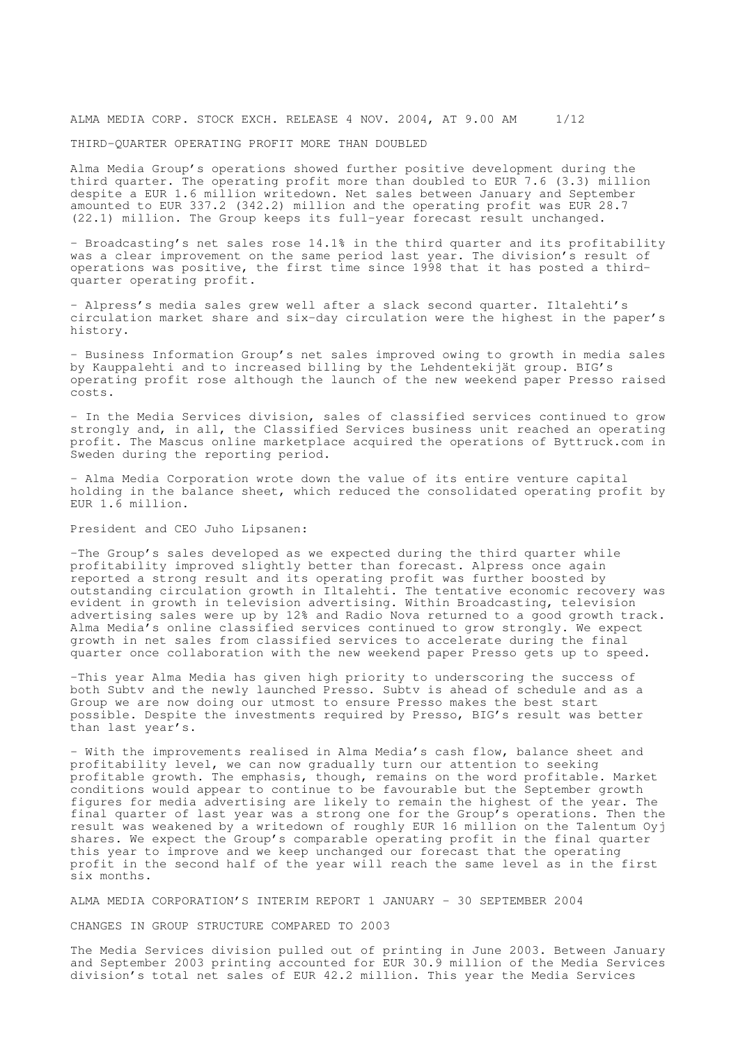ALMA MEDIA CORP. STOCK EXCH. RELEASE 4 NOV. 2004, AT 9.00 AM

# THIRD-QUARTER OPERATING PROFIT MORE THAN DOUBLED

Alma Media Group's operations showed further positive development during the third quarter. The operating profit more than doubled to EUR 7.6 (3.3) million despite a EUR 1.6 million writedown. Net sales between January and September amounted to EUR 337.2 (342.2) million and the operating profit was EUR 28.7 (22.1) million. The Group keeps its full-year forecast result unchanged.

- Broadcasting's net sales rose 14.1% in the third quarter and its profitability was a clear improvement on the same period last year. The division's result of operations was positive, the first time since 1998 that it has posted a third-quarter operating profit.

- Alpress's media sales grew well after a slack second quarter. Iltalehti's circulation market share and six-day circulation were the highest in the paper's history.

- Business Information Group's net sales improved owing to growth in media sales by Kauppalehti and to increased billing by the Lehdentekijät group. BIG's operating profit rose although the launch of the new weekend paper Presso raised costs.

- In the Media Services division, sales of classified services continued to grow strongly and, in all, the Classified Services business unit reached an operating profit. The Mascus online marketplace acquired the operations of Byttruck.com in Sweden during the reporting period.

- Alma Media Corporation wrote down the value of its entire venture capital holding in the balance sheet, which reduced the consolidated operating profit by EUR 1.6 million.

President and CEO Juho Lipsanen:

-The Group's sales developed as we expected during the third quarter while profitability improved slightly better than forecast. Alpress once again reported a strong result and its operating profit was further boosted by outstanding circulation growth in Iltalehti. The tentative economic recovery was evident in growth in television advertising. Within Broadcasting, television advertising sales were up by 12% and Radio Nova returned to a good growth track. Alma Media's online classified services continued to grow strongly. We expect growth in net sales from classified services to accelerate during the final quarter once collaboration with the new weekend paper Presso gets up to speed.

-This year Alma Media has given high priority to underscoring the success of both Subtv and the newly launched Presso. Subtv is ahead of schedule and as a Group we are now doing our utmost to ensure Presso makes the best start possible. Despite the investments required by Presso, BIG's result was better than last year's.

- With the improvements realised in Alma Media's cash flow, balance sheet and profitability level, we can now gradually turn our attention to seeking profitable growth. The emphasis, though, remains on the word profitable. Market conditions would appear to continue to be favourable but the September growth figures for media advertising are likely to remain the highest of the year. The final quarter of last year was a strong one for the Group's operations. Then the result was weakened by a writedown of roughly EUR 16 million on the Talentum Oyj shares. We expect the Group's comparable operating profit in the final quarter this year to improve and we keep unchanged our forecast that the operating profit in the second half of the year will reach the same level as in the first six months.

## ALMA MEDIA CORPORATION'S INTERIM REPORT 1 JANUARY – 30 SEPTEMBER 2004

### CHANGES IN GROUP STRUCTURE COMPARED TO 2003

The Media Services division pulled out of printing in June 2003. Between January and September 2003 printing accounted for EUR 30.9 million of the Media Services division's total net sales of EUR 42.2 million. This year the Media Services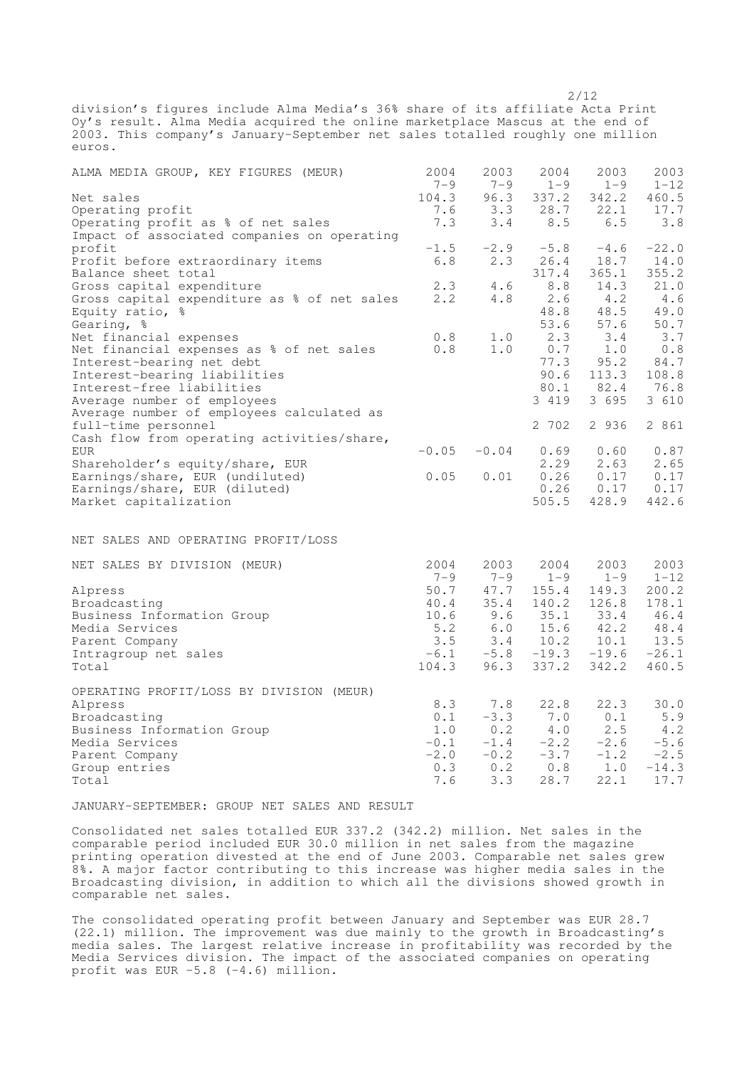division's figures include Alma Media's 36% share of its affiliate Acta Print Oy's result. Alma Media acquired the online marketplace Mascus at the end of 2003. This company's January-September net sales totalled roughly one million euros.

| ALMA MEDIA GROUP, KEY FIGURES (MEUR) | 2004 7-9 | 2003 7-9 | 2004 1-9 | 2003 1-9 | 2003 1-12 |
|---|---|---|---|---|---|
| Net sales | 104.3 | 96.3 | 337.2 | 342.2 | 460.5 |
| Operating profit | 7.6 | 3.3 | 28.7 | 22.1 | 17.7 |
| Operating profit as % of net sales | 7.3 | 3.4 | 8.5 | 6.5 | 3.8 |
| Impact of associated companies on operating profit | -1.5 | -2.9 | -5.8 | -4.6 | -22.0 |
| Profit before extraordinary items | 6.8 | 2.3 | 26.4 | 18.7 | 14.0 |
| Balance sheet total | | | 317.4 | 365.1 | 355.2 |
| Gross capital expenditure | 2.3 | 4.6 | 8.8 | 14.3 | 21.0 |
| Gross capital expenditure as % of net sales | 2.2 | 4.8 | 2.6 | 4.2 | 4.6 |
| Equity ratio, % | | | 48.8 | 48.5 | 49.0 |
| Gearing, % | | | 53.6 | 57.6 | 50.7 |
| Net financial expenses | 0.8 | 1.0 | 2.3 | 3.4 | 3.7 |
| Net financial expenses as % of net sales | 0.8 | 1.0 | 0.7 | 1.0 | 0.8 |
| Interest-bearing net debt | | | 77.3 | 95.2 | 84.7 |
| Interest-bearing liabilities | | | 90.6 | 113.3 | 108.8 |
| Interest-free liabilities | | | 80.1 | 82.4 | 76.8 |
| Average number of employees | | | 3 419 | 3 695 | 3 610 |
| Average number of employees calculated as full-time personnel | | | 2 702 | 2 936 | 2 861 |
| Cash flow from operating activities/share, EUR | -0.05 | -0.04 | 0.69 | 0.60 | 0.87 |
| Shareholder's equity/share, EUR | | | 2.29 | 2.63 | 2.65 |
| Earnings/share, EUR (undiluted) | 0.05 | 0.01 | 0.26 | 0.17 | 0.17 |
| Earnings/share, EUR (diluted) | | | 0.26 | 0.17 | 0.17 |
| Market capitalization | | | 505.5 | 428.9 | 442.6 |

NET SALES AND OPERATING PROFIT/LOSS

| NET SALES BY DIVISION (MEUR) | 2004 7-9 | 2003 7-9 | 2004 1-9 | 2003 1-9 | 2003 1-12 |
|---|---|---|---|---|---|
| Alpress | 50.7 | 47.7 | 155.4 | 149.3 | 200.2 |
| Broadcasting | 40.4 | 35.4 | 140.2 | 126.8 | 178.1 |
| Business Information Group | 10.6 | 9.6 | 35.1 | 33.4 | 46.4 |
| Media Services | 5.2 | 6.0 | 15.6 | 42.2 | 48.4 |
| Parent Company | 3.5 | 3.4 | 10.2 | 10.1 | 13.5 |
| Intragroup net sales | -6.1 | -5.8 | -19.3 | -19.6 | -26.1 |
| Total | 104.3 | 96.3 | 337.2 | 342.2 | 460.5 |

| OPERATING PROFIT/LOSS BY DIVISION (MEUR) | 2004 7-9 | 2003 7-9 | 2004 1-9 | 2003 1-9 | 2003 1-12 |
|---|---|---|---|---|---|
| Alpress | 8.3 | 7.8 | 22.8 | 22.3 | 30.0 |
| Broadcasting | 0.1 | -3.3 | 7.0 | 0.1 | 5.9 |
| Business Information Group | 1.0 | 0.2 | 4.0 | 2.5 | 4.2 |
| Media Services | -0.1 | -1.4 | -2.2 | -2.6 | -5.6 |
| Parent Company | -2.0 | -0.2 | -3.7 | -1.2 | -2.5 |
| Group entries | 0.3 | 0.2 | 0.8 | 1.0 | -14.3 |
| Total | 7.6 | 3.3 | 28.7 | 22.1 | 17.7 |

JANUARY-SEPTEMBER: GROUP NET SALES AND RESULT

Consolidated net sales totalled EUR 337.2 (342.2) million. Net sales in the comparable period included EUR 30.0 million in net sales from the magazine printing operation divested at the end of June 2003. Comparable net sales grew 8%. A major factor contributing to this increase was higher media sales in the Broadcasting division, in addition to which all the divisions showed growth in comparable net sales.

The consolidated operating profit between January and September was EUR 28.7 (22.1) million. The improvement was due mainly to the growth in Broadcasting's media sales. The largest relative increase in profitability was recorded by the Media Services division. The impact of the associated companies on operating profit was EUR -5.8 (-4.6) million.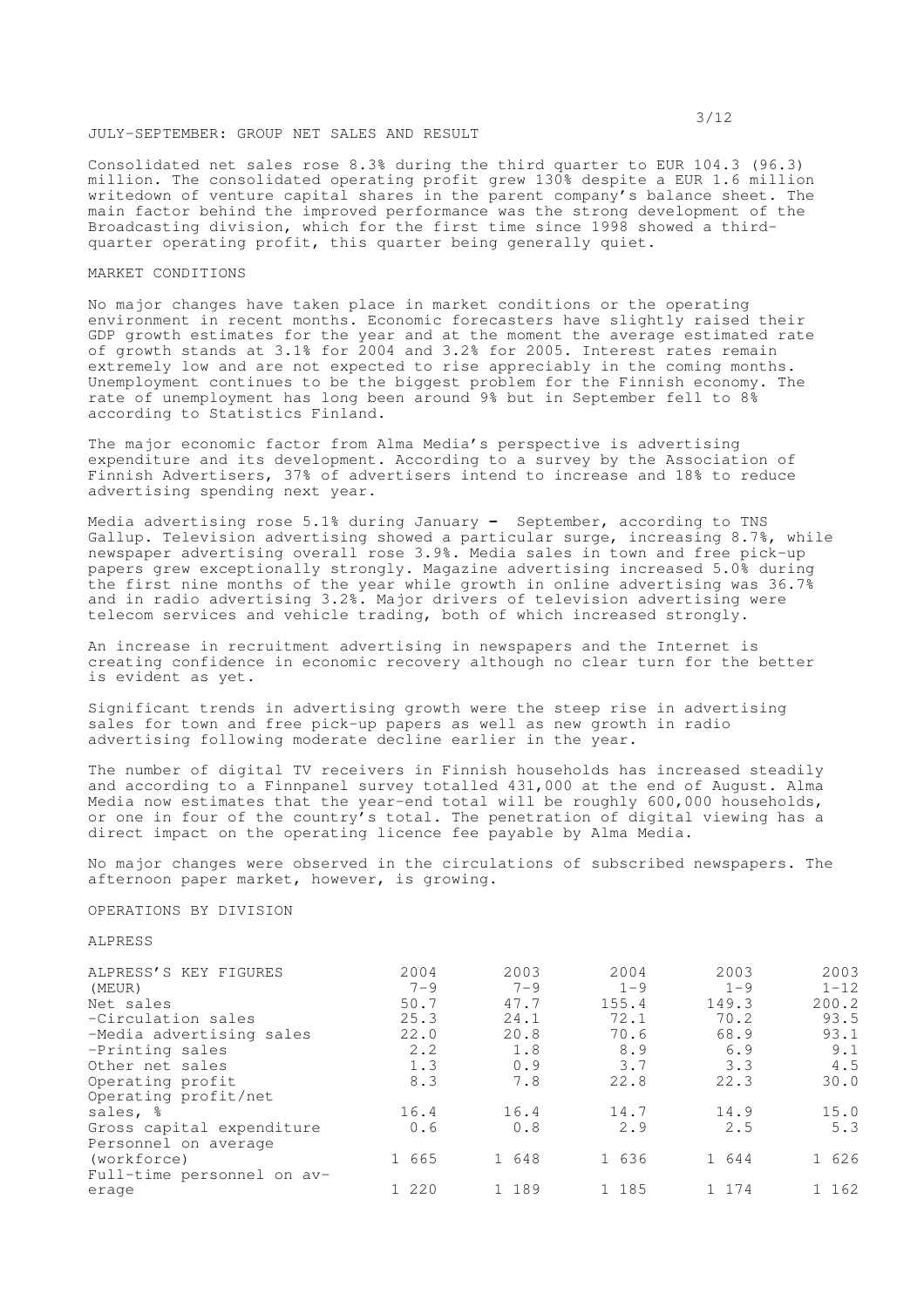## JULY-SEPTEMBER: GROUP NET SALES AND RESULT

Consolidated net sales rose 8.3% during the third quarter to EUR 104.3 (96.3) million. The consolidated operating profit grew 130% despite a EUR 1.6 million writedown of venture capital shares in the parent company's balance sheet. The main factor behind the improved performance was the strong development of the Broadcasting division, which for the first time since 1998 showed a third-quarter operating profit, this quarter being generally quiet.

## MARKET CONDITIONS

No major changes have taken place in market conditions or the operating environment in recent months. Economic forecasters have slightly raised their GDP growth estimates for the year and at the moment the average estimated rate of growth stands at 3.1% for 2004 and 3.2% for 2005. Interest rates remain extremely low and are not expected to rise appreciably in the coming months. Unemployment continues to be the biggest problem for the Finnish economy. The rate of unemployment has long been around 9% but in September fell to 8% according to Statistics Finland.

The major economic factor from Alma Media's perspective is advertising expenditure and its development. According to a survey by the Association of Finnish Advertisers, 37% of advertisers intend to increase and 18% to reduce advertising spending next year.

Media advertising rose 5.1% during January – September, according to TNS Gallup. Television advertising showed a particular surge, increasing 8.7%, while newspaper advertising overall rose 3.9%. Media sales in town and free pick-up papers grew exceptionally strongly. Magazine advertising increased 5.0% during the first nine months of the year while growth in online advertising was 36.7% and in radio advertising 3.2%. Major drivers of television advertising were telecom services and vehicle trading, both of which increased strongly.

An increase in recruitment advertising in newspapers and the Internet is creating confidence in economic recovery although no clear turn for the better is evident as yet.

Significant trends in advertising growth were the steep rise in advertising sales for town and free pick-up papers as well as new growth in radio advertising following moderate decline earlier in the year.

The number of digital TV receivers in Finnish households has increased steadily and according to a Finnpanel survey totalled 431,000 at the end of August. Alma Media now estimates that the year-end total will be roughly 600,000 households, or one in four of the country's total. The penetration of digital viewing has a direct impact on the operating licence fee payable by Alma Media.

No major changes were observed in the circulations of subscribed newspapers. The afternoon paper market, however, is growing.

## OPERATIONS BY DIVISION

### ALPRESS

| ALPRESS'S KEY FIGURES (MEUR) | 2004 7-9 | 2003 7-9 | 2004 1-9 | 2003 1-9 | 2003 1-12 |
|---|---|---|---|---|---|
| Net sales | 50.7 | 47.7 | 155.4 | 149.3 | 200.2 |
| -Circulation sales | 25.3 | 24.1 | 72.1 | 70.2 | 93.5 |
| -Media advertising sales | 22.0 | 20.8 | 70.6 | 68.9 | 93.1 |
| -Printing sales | 2.2 | 1.8 | 8.9 | 6.9 | 9.1 |
| Other net sales | 1.3 | 0.9 | 3.7 | 3.3 | 4.5 |
| Operating profit | 8.3 | 7.8 | 22.8 | 22.3 | 30.0 |
| Operating profit/net sales, % | 16.4 | 16.4 | 14.7 | 14.9 | 15.0 |
| Gross capital expenditure | 0.6 | 0.8 | 2.9 | 2.5 | 5.3 |
| Personnel on average (workforce) | 1 665 | 1 648 | 1 636 | 1 644 | 1 626 |
| Full-time personnel on average | 1 220 | 1 189 | 1 185 | 1 174 | 1 162 |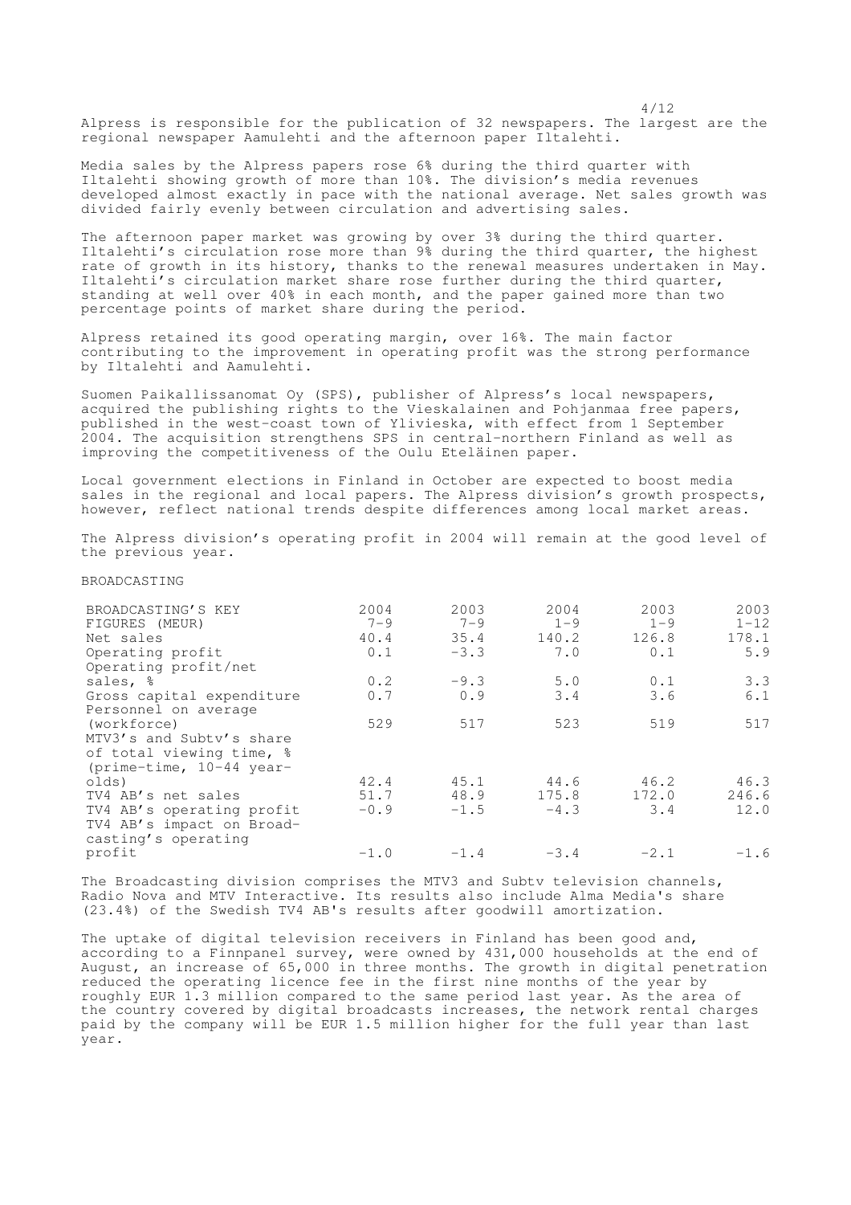Alpress is responsible for the publication of 32 newspapers. The largest are the regional newspaper Aamulehti and the afternoon paper Iltalehti.

Media sales by the Alpress papers rose 6% during the third quarter with Iltalehti showing growth of more than 10%. The division's media revenues developed almost exactly in pace with the national average. Net sales growth was divided fairly evenly between circulation and advertising sales.

The afternoon paper market was growing by over 3% during the third quarter. Iltalehti's circulation rose more than 9% during the third quarter, the highest rate of growth in its history, thanks to the renewal measures undertaken in May. Iltalehti's circulation market share rose further during the third quarter, standing at well over 40% in each month, and the paper gained more than two percentage points of market share during the period.

Alpress retained its good operating margin, over 16%. The main factor contributing to the improvement in operating profit was the strong performance by Iltalehti and Aamulehti.

Suomen Paikallissanomat Oy (SPS), publisher of Alpress's local newspapers, acquired the publishing rights to the Vieskalainen and Pohjanmaa free papers, published in the west-coast town of Ylivieska, with effect from 1 September 2004. The acquisition strengthens SPS in central-northern Finland as well as improving the competitiveness of the Oulu Eteläinen paper.

Local government elections in Finland in October are expected to boost media sales in the regional and local papers. The Alpress division's growth prospects, however, reflect national trends despite differences among local market areas.

The Alpress division's operating profit in 2004 will remain at the good level of the previous year.

## BROADCASTING

| BROADCASTING'S KEY FIGURES (MEUR) | 2004 7-9 | 2003 7-9 | 2004 1-9 | 2003 1-9 | 2003 1-12 |
|---|---|---|---|---|---|
| Net sales | 40.4 | 35.4 | 140.2 | 126.8 | 178.1 |
| Operating profit | 0.1 | -3.3 | 7.0 | 0.1 | 5.9 |
| Operating profit/net sales, % | 0.2 | -9.3 | 5.0 | 0.1 | 3.3 |
| Gross capital expenditure | 0.7 | 0.9 | 3.4 | 3.6 | 6.1 |
| Personnel on average (workforce) | 529 | 517 | 523 | 519 | 517 |
| MTV3's and Subtv's share of total viewing time, % (prime-time, 10-44 year-olds) | 42.4 | 45.1 | 44.6 | 46.2 | 46.3 |
| TV4 AB's net sales | 51.7 | 48.9 | 175.8 | 172.0 | 246.6 |
| TV4 AB's operating profit | -0.9 | -1.5 | -4.3 | 3.4 | 12.0 |
| TV4 AB's impact on Broadcasting's operating profit | -1.0 | -1.4 | -3.4 | -2.1 | -1.6 |

The Broadcasting division comprises the MTV3 and Subtv television channels, Radio Nova and MTV Interactive. Its results also include Alma Media's share (23.4%) of the Swedish TV4 AB's results after goodwill amortization.

The uptake of digital television receivers in Finland has been good and, according to a Finnpanel survey, were owned by 431,000 households at the end of August, an increase of 65,000 in three months. The growth in digital penetration reduced the operating licence fee in the first nine months of the year by roughly EUR 1.3 million compared to the same period last year. As the area of the country covered by digital broadcasts increases, the network rental charges paid by the company will be EUR 1.5 million higher for the full year than last year.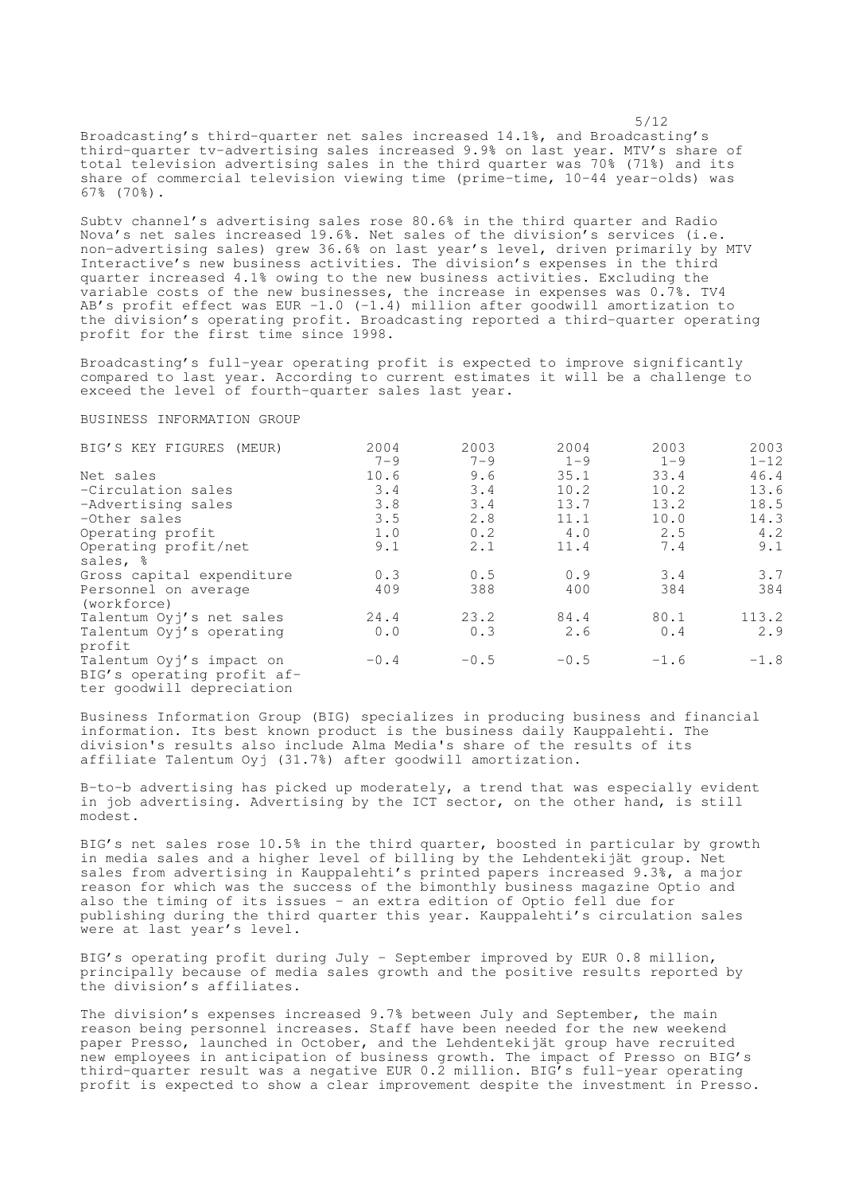Broadcasting's third-quarter net sales increased 14.1%, and Broadcasting's third-quarter tv-advertising sales increased 9.9% on last year. MTV's share of total television advertising sales in the third quarter was 70% (71%) and its share of commercial television viewing time (prime-time, 10-44 year-olds) was 67% (70%).

Subtv channel's advertising sales rose 80.6% in the third quarter and Radio Nova's net sales increased 19.6%. Net sales of the division's services (i.e. non-advertising sales) grew 36.6% on last year's level, driven primarily by MTV Interactive's new business activities. The division's expenses in the third quarter increased 4.1% owing to the new business activities. Excluding the variable costs of the new businesses, the increase in expenses was 0.7%. TV4 AB's profit effect was EUR -1.0 (-1.4) million after goodwill amortization to the division's operating profit. Broadcasting reported a third-quarter operating profit for the first time since 1998.

Broadcasting's full-year operating profit is expected to improve significantly compared to last year. According to current estimates it will be a challenge to exceed the level of fourth-quarter sales last year.

## BUSINESS INFORMATION GROUP

| BIG'S KEY FIGURES (MEUR) | 2004 7-9 | 2003 7-9 | 2004 1-9 | 2003 1-9 | 2003 1-12 |
|---|---|---|---|---|---|
| Net sales | 10.6 | 9.6 | 35.1 | 33.4 | 46.4 |
| -Circulation sales | 3.4 | 3.4 | 10.2 | 10.2 | 13.6 |
| -Advertising sales | 3.8 | 3.4 | 13.7 | 13.2 | 18.5 |
| -Other sales | 3.5 | 2.8 | 11.1 | 10.0 | 14.3 |
| Operating profit | 1.0 | 0.2 | 4.0 | 2.5 | 4.2 |
| Operating profit/net sales, % | 9.1 | 2.1 | 11.4 | 7.4 | 9.1 |
| Gross capital expenditure | 0.3 | 0.5 | 0.9 | 3.4 | 3.7 |
| Personnel on average (workforce) | 409 | 388 | 400 | 384 | 384 |
| Talentum Oyj's net sales | 24.4 | 23.2 | 84.4 | 80.1 | 113.2 |
| Talentum Oyj's operating profit | 0.0 | 0.3 | 2.6 | 0.4 | 2.9 |
| Talentum Oyj's impact on BIG's operating profit after goodwill depreciation | -0.4 | -0.5 | -0.5 | -1.6 | -1.8 |

Business Information Group (BIG) specializes in producing business and financial information. Its best known product is the business daily Kauppalehti. The division's results also include Alma Media's share of the results of its affiliate Talentum Oyj (31.7%) after goodwill amortization.

B-to-b advertising has picked up moderately, a trend that was especially evident in job advertising. Advertising by the ICT sector, on the other hand, is still modest.

BIG's net sales rose 10.5% in the third quarter, boosted in particular by growth in media sales and a higher level of billing by the Lehdentekijät group. Net sales from advertising in Kauppalehti's printed papers increased 9.3%, a major reason for which was the success of the bimonthly business magazine Optio and also the timing of its issues - an extra edition of Optio fell due for publishing during the third quarter this year. Kauppalehti's circulation sales were at last year's level.

BIG's operating profit during July - September improved by EUR 0.8 million, principally because of media sales growth and the positive results reported by the division's affiliates.

The division's expenses increased 9.7% between July and September, the main reason being personnel increases. Staff have been needed for the new weekend paper Presso, launched in October, and the Lehdentekijät group have recruited new employees in anticipation of business growth. The impact of Presso on BIG's third-quarter result was a negative EUR 0.2 million. BIG's full-year operating profit is expected to show a clear improvement despite the investment in Presso.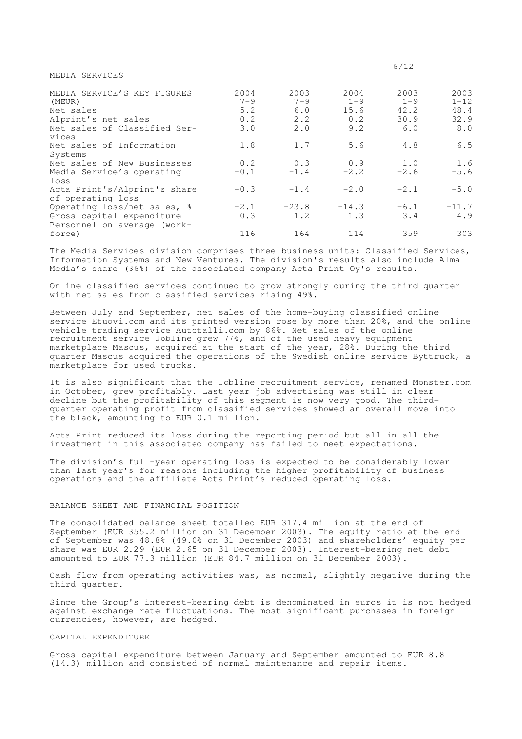## MEDIA SERVICES

| MEDIA SERVICE'S KEY FIGURES (MEUR) | 2004 7–9 | 2003 7–9 | 2004 1–9 | 2003 1–9 | 2003 1–12 |
|---|---|---|---|---|---|
| Net sales | 5.2 | 6.0 | 15.6 | 42.2 | 48.4 |
| Alprint's net sales | 0.2 | 2.2 | 0.2 | 30.9 | 32.9 |
| Net sales of Classified Services | 3.0 | 2.0 | 9.2 | 6.0 | 8.0 |
| Net sales of Information Systems | 1.8 | 1.7 | 5.6 | 4.8 | 6.5 |
| Net sales of New Businesses | 0.2 | 0.3 | 0.9 | 1.0 | 1.6 |
| Media Service's operating loss | -0.1 | -1.4 | -2.2 | -2.6 | -5.6 |
| Acta Print's/Alprint's share of operating loss | -0.3 | -1.4 | -2.0 | -2.1 | -5.0 |
| Operating loss/net sales, % | -2.1 | -23.8 | -14.3 | -6.1 | -11.7 |
| Gross capital expenditure | 0.3 | 1.2 | 1.3 | 3.4 | 4.9 |
| Personnel on average (workforce) | 116 | 164 | 114 | 359 | 303 |

The Media Services division comprises three business units: Classified Services, Information Systems and New Ventures. The division's results also include Alma Media's share (36%) of the associated company Acta Print Oy's results.

Online classified services continued to grow strongly during the third quarter with net sales from classified services rising 49%.

Between July and September, net sales of the home-buying classified online service Etuovi.com and its printed version rose by more than 20%, and the online vehicle trading service Autotalli.com by 86%. Net sales of the online recruitment service Jobline grew 77%, and of the used heavy equipment marketplace Mascus, acquired at the start of the year, 28%. During the third quarter Mascus acquired the operations of the Swedish online service Byttruck, a marketplace for used trucks.

It is also significant that the Jobline recruitment service, renamed Monster.com in October, grew profitably. Last year job advertising was still in clear decline but the profitability of this segment is now very good. The third-quarter operating profit from classified services showed an overall move into the black, amounting to EUR 0.1 million.

Acta Print reduced its loss during the reporting period but all in all the investment in this associated company has failed to meet expectations.

The division's full-year operating loss is expected to be considerably lower than last year's for reasons including the higher profitability of business operations and the affiliate Acta Print's reduced operating loss.

## BALANCE SHEET AND FINANCIAL POSITION

The consolidated balance sheet totalled EUR 317.4 million at the end of September (EUR 355.2 million on 31 December 2003). The equity ratio at the end of September was 48.8% (49.0% on 31 December 2003) and shareholders' equity per share was EUR 2.29 (EUR 2.65 on 31 December 2003). Interest-bearing net debt amounted to EUR 77.3 million (EUR 84.7 million on 31 December 2003).

Cash flow from operating activities was, as normal, slightly negative during the third quarter.

Since the Group's interest-bearing debt is denominated in euros it is not hedged against exchange rate fluctuations. The most significant purchases in foreign currencies, however, are hedged.

## CAPITAL EXPENDITURE

Gross capital expenditure between January and September amounted to EUR 8.8 (14.3) million and consisted of normal maintenance and repair items.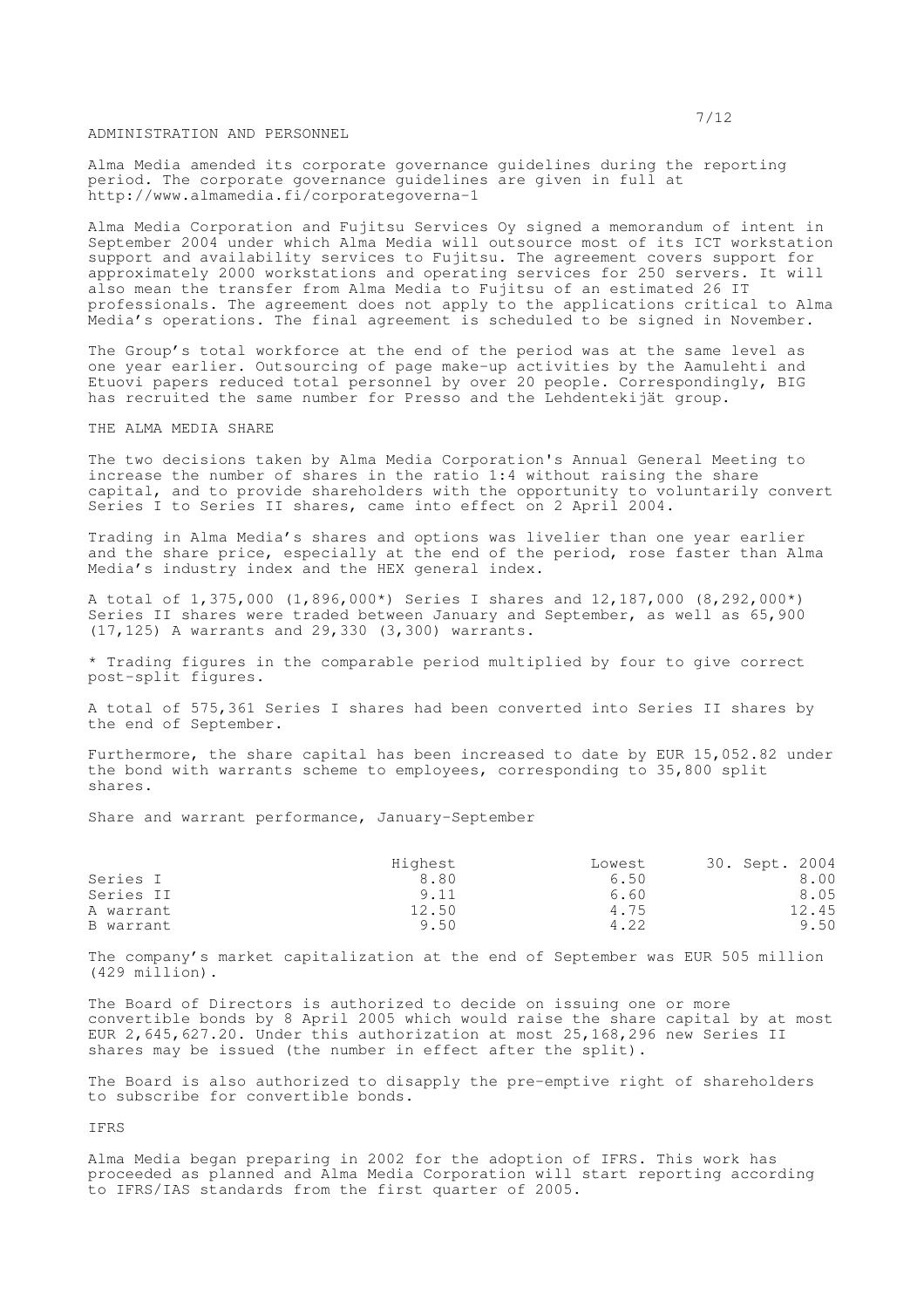## ADMINISTRATION AND PERSONNEL

Alma Media amended its corporate governance guidelines during the reporting period. The corporate governance guidelines are given in full at http://www.almamedia.fi/corporategoverna-1

Alma Media Corporation and Fujitsu Services Oy signed a memorandum of intent in September 2004 under which Alma Media will outsource most of its ICT workstation support and availability services to Fujitsu. The agreement covers support for approximately 2000 workstations and operating services for 250 servers. It will also mean the transfer from Alma Media to Fujitsu of an estimated 26 IT professionals. The agreement does not apply to the applications critical to Alma Media's operations. The final agreement is scheduled to be signed in November.

The Group's total workforce at the end of the period was at the same level as one year earlier. Outsourcing of page make-up activities by the Aamulehti and Etuovi papers reduced total personnel by over 20 people. Correspondingly, BIG has recruited the same number for Presso and the Lehdentekijät group.

## THE ALMA MEDIA SHARE

The two decisions taken by Alma Media Corporation's Annual General Meeting to increase the number of shares in the ratio 1:4 without raising the share capital, and to provide shareholders with the opportunity to voluntarily convert Series I to Series II shares, came into effect on 2 April 2004.

Trading in Alma Media's shares and options was livelier than one year earlier and the share price, especially at the end of the period, rose faster than Alma Media's industry index and the HEX general index.

A total of 1,375,000 (1,896,000*) Series I shares and 12,187,000 (8,292,000*) Series II shares were traded between January and September, as well as 65,900 (17,125) A warrants and 29,330 (3,300) warrants.

* Trading figures in the comparable period multiplied by four to give correct post-split figures.

A total of 575,361 Series I shares had been converted into Series II shares by the end of September.

Furthermore, the share capital has been increased to date by EUR 15,052.82 under the bond with warrants scheme to employees, corresponding to 35,800 split shares.

Share and warrant performance, January-September

| | Highest | Lowest | 30. Sept. 2004 |
|---|---|---|---|
| Series I | 8.80 | 6.50 | 8.00 |
| Series II | 9.11 | 6.60 | 8.05 |
| A warrant | 12.50 | 4.75 | 12.45 |
| B warrant | 9.50 | 4.22 | 9.50 |

The company's market capitalization at the end of September was EUR 505 million (429 million).

The Board of Directors is authorized to decide on issuing one or more convertible bonds by 8 April 2005 which would raise the share capital by at most EUR 2,645,627.20. Under this authorization at most 25,168,296 new Series II shares may be issued (the number in effect after the split).

The Board is also authorized to disapply the pre-emptive right of shareholders to subscribe for convertible bonds.

## IFRS

Alma Media began preparing in 2002 for the adoption of IFRS. This work has proceeded as planned and Alma Media Corporation will start reporting according to IFRS/IAS standards from the first quarter of 2005.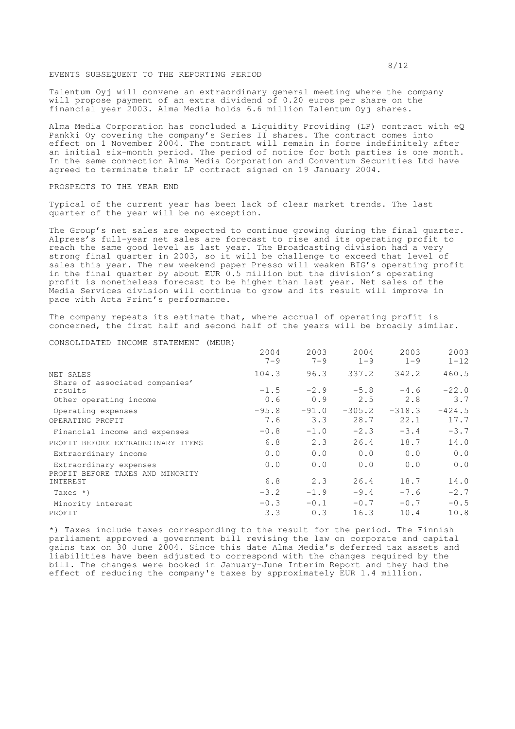## EVENTS SUBSEQUENT TO THE REPORTING PERIOD

Talentum Oyj will convene an extraordinary general meeting where the company will propose payment of an extra dividend of 0.20 euros per share on the financial year 2003. Alma Media holds 6.6 million Talentum Oyj shares.

Alma Media Corporation has concluded a Liquidity Providing (LP) contract with eQ Pankki Oy covering the company's Series II shares. The contract comes into effect on 1 November 2004. The contract will remain in force indefinitely after an initial six-month period. The period of notice for both parties is one month. In the same connection Alma Media Corporation and Conventum Securities Ltd have agreed to terminate their LP contract signed on 19 January 2004.

## PROSPECTS TO THE YEAR END

Typical of the current year has been lack of clear market trends. The last quarter of the year will be no exception.

The Group's net sales are expected to continue growing during the final quarter. Alpress's full-year net sales are forecast to rise and its operating profit to reach the same good level as last year. The Broadcasting division had a very strong final quarter in 2003, so it will be challenge to exceed that level of sales this year. The new weekend paper Presso will weaken BIG's operating profit in the final quarter by about EUR 0.5 million but the division's operating profit is nonetheless forecast to be higher than last year. Net sales of the Media Services division will continue to grow and its result will improve in pace with Acta Print's performance.

The company repeats its estimate that, where accrual of operating profit is concerned, the first half and second half of the years will be broadly similar.

## CONSOLIDATED INCOME STATEMENT (MEUR)

| | 2004 7-9 | 2003 7-9 | 2004 1-9 | 2003 1-9 | 2003 1-12 |
|---|---|---|---|---|---|
| NET SALES | 104.3 | 96.3 | 337.2 | 342.2 | 460.5 |
| Share of associated companies' results | -1.5 | -2.9 | -5.8 | -4.6 | -22.0 |
| Other operating income | 0.6 | 0.9 | 2.5 | 2.8 | 3.7 |
| Operating expenses | -95.8 | -91.0 | -305.2 | -318.3 | -424.5 |
| OPERATING PROFIT | 7.6 | 3.3 | 28.7 | 22.1 | 17.7 |
| Financial income and expenses | -0.8 | -1.0 | -2.3 | -3.4 | -3.7 |
| PROFIT BEFORE EXTRAORDINARY ITEMS | 6.8 | 2.3 | 26.4 | 18.7 | 14.0 |
| Extraordinary income | 0.0 | 0.0 | 0.0 | 0.0 | 0.0 |
| Extraordinary expenses | 0.0 | 0.0 | 0.0 | 0.0 | 0.0 |
| PROFIT BEFORE TAXES AND MINORITY INTEREST | 6.8 | 2.3 | 26.4 | 18.7 | 14.0 |
| Taxes *) | -3.2 | -1.9 | -9.4 | -7.6 | -2.7 |
| Minority interest | -0.3 | -0.1 | -0.7 | -0.7 | -0.5 |
| PROFIT | 3.3 | 0.3 | 16.3 | 10.4 | 10.8 |

*) Taxes include taxes corresponding to the result for the period. The Finnish parliament approved a government bill revising the law on corporate and capital gains tax on 30 June 2004. Since this date Alma Media's deferred tax assets and liabilities have been adjusted to correspond with the changes required by the bill. The changes were booked in January-June Interim Report and they had the effect of reducing the company's taxes by approximately EUR 1.4 million.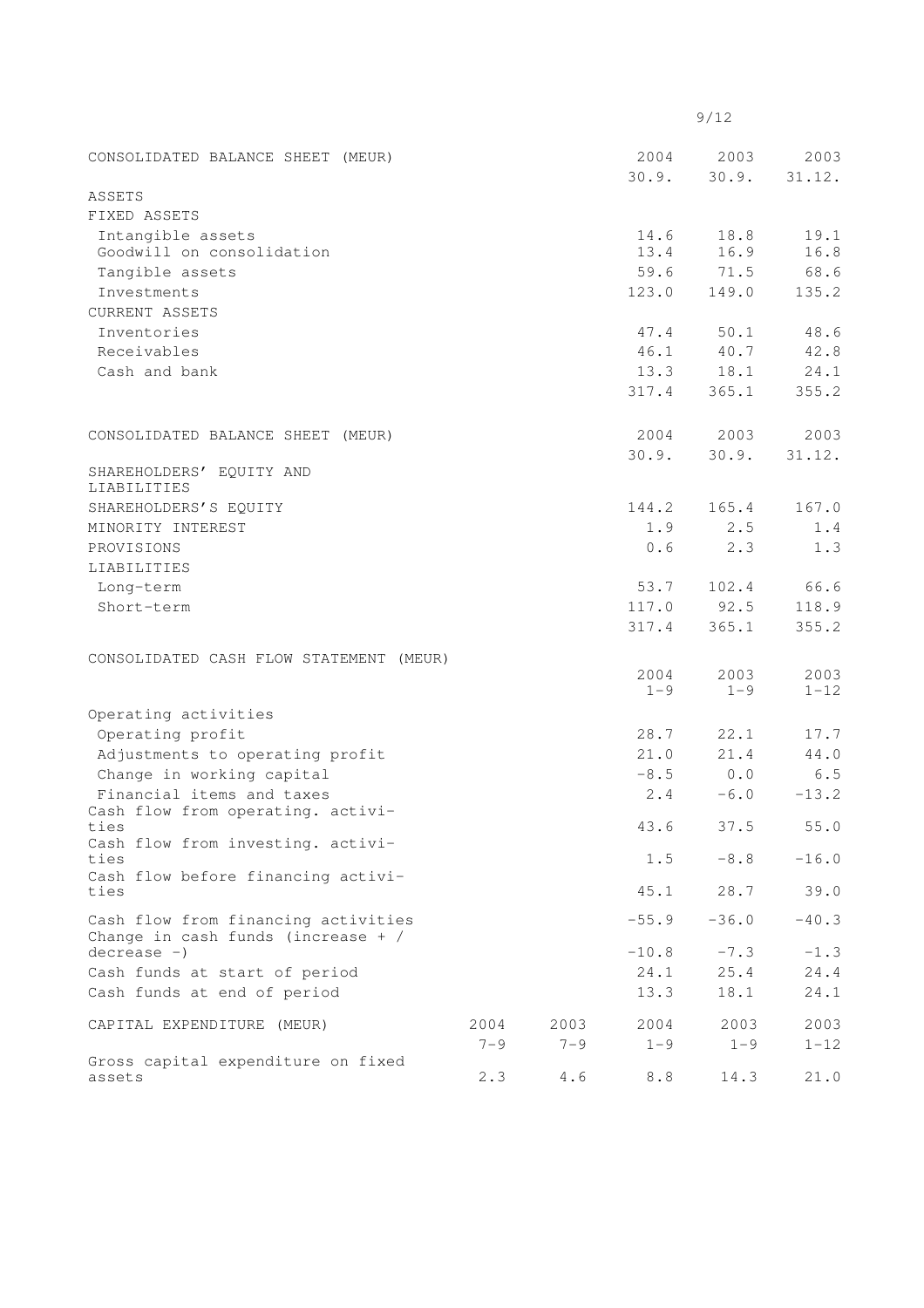| CONSOLIDATED BALANCE SHEET (MEUR) | 2004 30.9. | 2003 30.9. | 2003 31.12. |
|---|---|---|---|
| ASSETS | | | |
| FIXED ASSETS | | | |
| Intangible assets | 14.6 | 18.8 | 19.1 |
| Goodwill on consolidation | 13.4 | 16.9 | 16.8 |
| Tangible assets | 59.6 | 71.5 | 68.6 |
| Investments | 123.0 | 149.0 | 135.2 |
| CURRENT ASSETS | | | |
| Inventories | 47.4 | 50.1 | 48.6 |
| Receivables | 46.1 | 40.7 | 42.8 |
| Cash and bank | 13.3 | 18.1 | 24.1 |
| | 317.4 | 365.1 | 355.2 |

| CONSOLIDATED BALANCE SHEET (MEUR) | 2004 30.9. | 2003 30.9. | 2003 31.12. |
|---|---|---|---|
| SHAREHOLDERS' EQUITY AND LIABILITIES | | | |
| SHAREHOLDERS'S EQUITY | 144.2 | 165.4 | 167.0 |
| MINORITY INTEREST | 1.9 | 2.5 | 1.4 |
| PROVISIONS | 0.6 | 2.3 | 1.3 |
| LIABILITIES | | | |
| Long-term | 53.7 | 102.4 | 66.6 |
| Short-term | 117.0 | 92.5 | 118.9 |
| | 317.4 | 365.1 | 355.2 |

| CONSOLIDATED CASH FLOW STATEMENT (MEUR) | 2004 1-9 | 2003 1-9 | 2003 1-12 |
|---|---|---|---|
| Operating activities | | | |
| Operating profit | 28.7 | 22.1 | 17.7 |
| Adjustments to operating profit | 21.0 | 21.4 | 44.0 |
| Change in working capital | -8.5 | 0.0 | 6.5 |
| Financial items and taxes | 2.4 | -6.0 | -13.2 |
| Cash flow from operating. activities | 43.6 | 37.5 | 55.0 |
| Cash flow from investing. activities | 1.5 | -8.8 | -16.0 |
| Cash flow before financing activities | 45.1 | 28.7 | 39.0 |
| Cash flow from financing activities | -55.9 | -36.0 | -40.3 |
| Change in cash funds (increase + / decrease -) | -10.8 | -7.3 | -1.3 |
| Cash funds at start of period | 24.1 | 25.4 | 24.4 |
| Cash funds at end of period | 13.3 | 18.1 | 24.1 |

| CAPITAL EXPENDITURE (MEUR) | 2004 7-9 | 2003 7-9 | 2004 1-9 | 2003 1-9 | 2003 1-12 |
|---|---|---|---|---|---|
| Gross capital expenditure on fixed assets | 2.3 | 4.6 | 8.8 | 14.3 | 21.0 |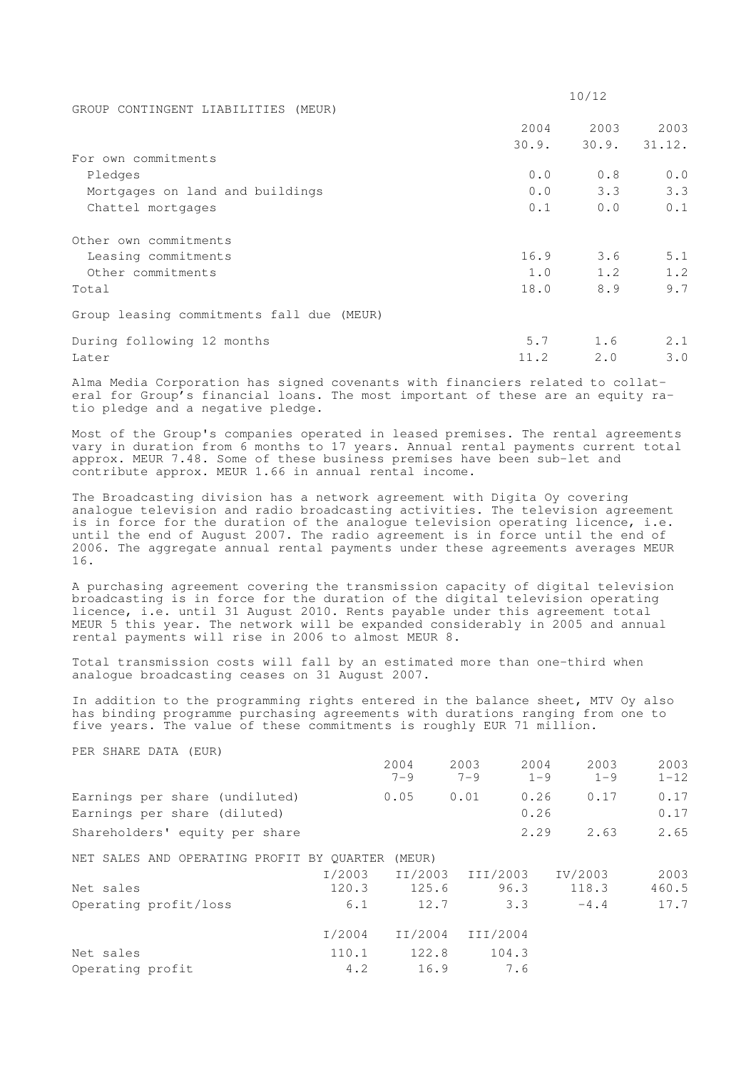GROUP CONTINGENT LIABILITIES (MEUR)

| | 2004 30.9. | 2003 30.9. | 2003 31.12. |
|---|---|---|---|
| For own commitments | | | |
| Pledges | 0.0 | 0.8 | 0.0 |
| Mortgages on land and buildings | 0.0 | 3.3 | 3.3 |
| Chattel mortgages | 0.1 | 0.0 | 0.1 |
| Other own commitments | | | |
| Leasing commitments | 16.9 | 3.6 | 5.1 |
| Other commitments | 1.0 | 1.2 | 1.2 |
| Total | 18.0 | 8.9 | 9.7 |
| Group leasing commitments fall due (MEUR) | | | |
| During following 12 months | 5.7 | 1.6 | 2.1 |
| Later | 11.2 | 2.0 | 3.0 |

Alma Media Corporation has signed covenants with financiers related to collateral for Group's financial loans. The most important of these are an equity ratio pledge and a negative pledge.

Most of the Group's companies operated in leased premises. The rental agreements vary in duration from 6 months to 17 years. Annual rental payments current total approx. MEUR 7.48. Some of these business premises have been sub-let and contribute approx. MEUR 1.66 in annual rental income.

The Broadcasting division has a network agreement with Digita Oy covering analogue television and radio broadcasting activities. The television agreement is in force for the duration of the analogue television operating licence, i.e. until the end of August 2007. The radio agreement is in force until the end of 2006. The aggregate annual rental payments under these agreements averages MEUR 16.

A purchasing agreement covering the transmission capacity of digital television broadcasting is in force for the duration of the digital television operating licence, i.e. until 31 August 2010. Rents payable under this agreement total MEUR 5 this year. The network will be expanded considerably in 2005 and annual rental payments will rise in 2006 to almost MEUR 8.

Total transmission costs will fall by an estimated more than one-third when analogue broadcasting ceases on 31 August 2007.

In addition to the programming rights entered in the balance sheet, MTV Oy also has binding programme purchasing agreements with durations ranging from one to five years. The value of these commitments is roughly EUR 71 million.

PER SHARE DATA (EUR)

| | 2004 7-9 | 2003 7-9 | 2004 1-9 | 2003 1-9 | 2003 1-12 |
|---|---|---|---|---|---|
| Earnings per share (undiluted) | 0.05 | 0.01 | 0.26 | 0.17 | 0.17 |
| Earnings per share (diluted) | | | 0.26 | | 0.17 |
| Shareholders' equity per share | | | 2.29 | 2.63 | 2.65 |

NET SALES AND OPERATING PROFIT BY QUARTER (MEUR)

| | I/2003 | II/2003 | III/2003 | IV/2003 | 2003 |
|---|---|---|---|---|---|
| Net sales | 120.3 | 125.6 | 96.3 | 118.3 | 460.5 |
| Operating profit/loss | 6.1 | 12.7 | 3.3 | -4.4 | 17.7 |

| | I/2004 | II/2004 | III/2004 |
|---|---|---|---|
| Net sales | 110.1 | 122.8 | 104.3 |
| Operating profit | 4.2 | 16.9 | 7.6 |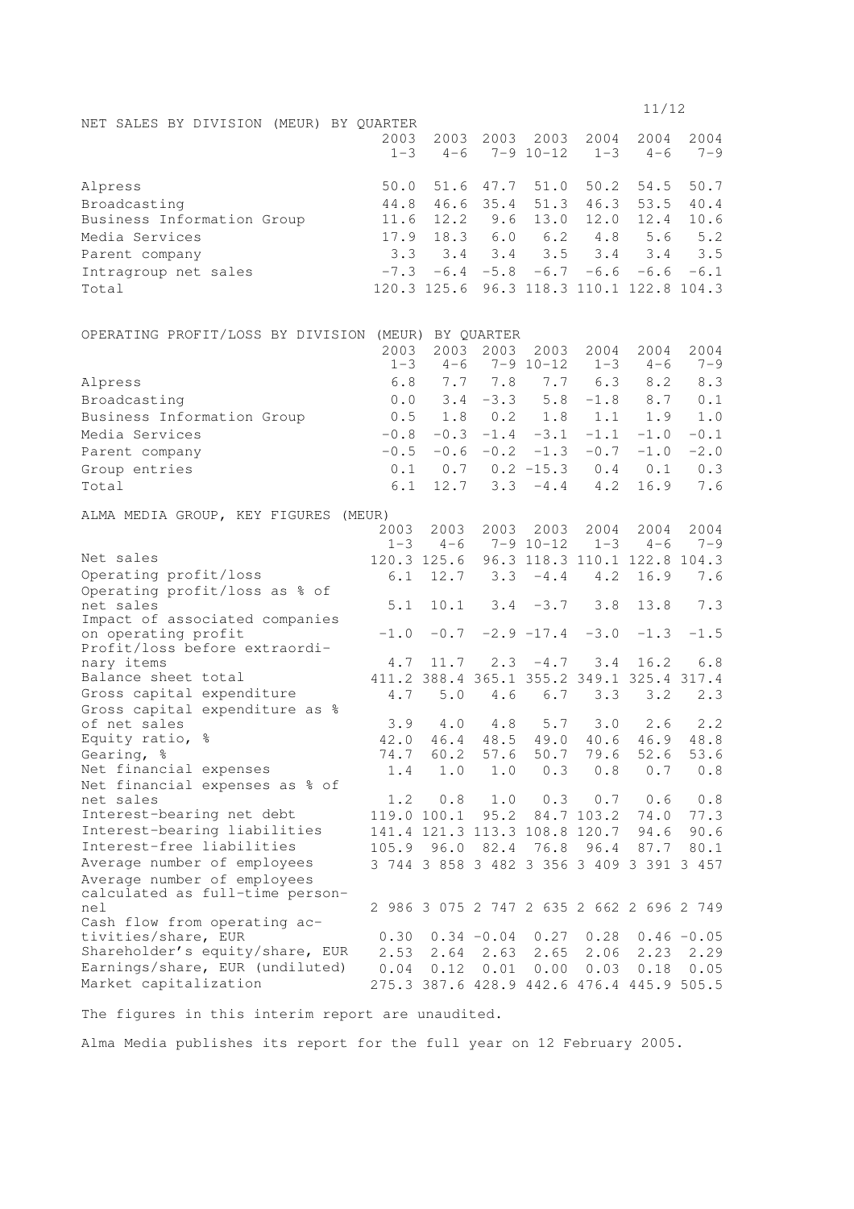NET SALES BY DIVISION (MEUR) BY QUARTER

| | 2003 1-3 | 2003 4-6 | 2003 7-9 | 2003 10-12 | 2004 1-3 | 2004 4-6 | 2004 7-9 |
|---|---|---|---|---|---|---|---|
| Alpress | 50.0 | 51.6 | 47.7 | 51.0 | 50.2 | 54.5 | 50.7 |
| Broadcasting | 44.8 | 46.6 | 35.4 | 51.3 | 46.3 | 53.5 | 40.4 |
| Business Information Group | 11.6 | 12.2 | 9.6 | 13.0 | 12.0 | 12.4 | 10.6 |
| Media Services | 17.9 | 18.3 | 6.0 | 6.2 | 4.8 | 5.6 | 5.2 |
| Parent company | 3.3 | 3.4 | 3.4 | 3.5 | 3.4 | 3.4 | 3.5 |
| Intragroup net sales | -7.3 | -6.4 | -5.8 | -6.7 | -6.6 | -6.6 | -6.1 |
| Total | 120.3 | 125.6 | 96.3 | 118.3 | 110.1 | 122.8 | 104.3 |

OPERATING PROFIT/LOSS BY DIVISION (MEUR) BY QUARTER

| | 2003 1-3 | 2003 4-6 | 2003 7-9 | 2003 10-12 | 2004 1-3 | 2004 4-6 | 2004 7-9 |
|---|---|---|---|---|---|---|---|
| Alpress | 6.8 | 7.7 | 7.8 | 7.7 | 6.3 | 8.2 | 8.3 |
| Broadcasting | 0.0 | 3.4 | -3.3 | 5.8 | -1.8 | 8.7 | 0.1 |
| Business Information Group | 0.5 | 1.8 | 0.2 | 1.8 | 1.1 | 1.9 | 1.0 |
| Media Services | -0.8 | -0.3 | -1.4 | -3.1 | -1.1 | -1.0 | -0.1 |
| Parent company | -0.5 | -0.6 | -0.2 | -1.3 | -0.7 | -1.0 | -2.0 |
| Group entries | 0.1 | 0.7 | 0.2 | -15.3 | 0.4 | 0.1 | 0.3 |
| Total | 6.1 | 12.7 | 3.3 | -4.4 | 4.2 | 16.9 | 7.6 |

ALMA MEDIA GROUP, KEY FIGURES (MEUR)

| | 2003 1-3 | 2003 4-6 | 2003 7-9 | 2003 10-12 | 2004 1-3 | 2004 4-6 | 2004 7-9 |
|---|---|---|---|---|---|---|---|
| Net sales | 120.3 | 125.6 | 96.3 | 118.3 | 110.1 | 122.8 | 104.3 |
| Operating profit/loss | 6.1 | 12.7 | 3.3 | -4.4 | 4.2 | 16.9 | 7.6 |
| Operating profit/loss as % of net sales | 5.1 | 10.1 | 3.4 | -3.7 | 3.8 | 13.8 | 7.3 |
| Impact of associated companies on operating profit | -1.0 | -0.7 | -2.9 | -17.4 | -3.0 | -1.3 | -1.5 |
| Profit/loss before extraordinary items | 4.7 | 11.7 | 2.3 | -4.7 | 3.4 | 16.2 | 6.8 |
| Balance sheet total | 411.2 | 388.4 | 365.1 | 355.2 | 349.1 | 325.4 | 317.4 |
| Gross capital expenditure | 4.7 | 5.0 | 4.6 | 6.7 | 3.3 | 3.2 | 2.3 |
| Gross capital expenditure as % of net sales | 3.9 | 4.0 | 4.8 | 5.7 | 3.0 | 2.6 | 2.2 |
| Equity ratio, % | 42.0 | 46.4 | 48.5 | 49.0 | 40.6 | 46.9 | 48.8 |
| Gearing, % | 74.7 | 60.2 | 57.6 | 50.7 | 79.6 | 52.6 | 53.6 |
| Net financial expenses | 1.4 | 1.0 | 1.0 | 0.3 | 0.8 | 0.7 | 0.8 |
| Net financial expenses as % of net sales | 1.2 | 0.8 | 1.0 | 0.3 | 0.7 | 0.6 | 0.8 |
| Interest-bearing net debt | 119.0 | 100.1 | 95.2 | 84.7 | 103.2 | 74.0 | 77.3 |
| Interest-bearing liabilities | 141.4 | 121.3 | 113.3 | 108.8 | 120.7 | 94.6 | 90.6 |
| Interest-free liabilities | 105.9 | 96.0 | 82.4 | 76.8 | 96.4 | 87.7 | 80.1 |
| Average number of employees | 3 744 | 3 858 | 3 482 | 3 356 | 3 409 | 3 391 | 3 457 |
| Average number of employees calculated as full-time personnel | 2 986 | 3 075 | 2 747 | 2 635 | 2 662 | 2 696 | 2 749 |
| Cash flow from operating activities/share, EUR | 0.30 | 0.34 | -0.04 | 0.27 | 0.28 | 0.46 | -0.05 |
| Shareholder's equity/share, EUR | 2.53 | 2.64 | 2.63 | 2.65 | 2.06 | 2.23 | 2.29 |
| Earnings/share, EUR (undiluted) | 0.04 | 0.12 | 0.01 | 0.00 | 0.03 | 0.18 | 0.05 |
| Market capitalization | 275.3 | 387.6 | 428.9 | 442.6 | 476.4 | 445.9 | 505.5 |

The figures in this interim report are unaudited.

Alma Media publishes its report for the full year on 12 February 2005.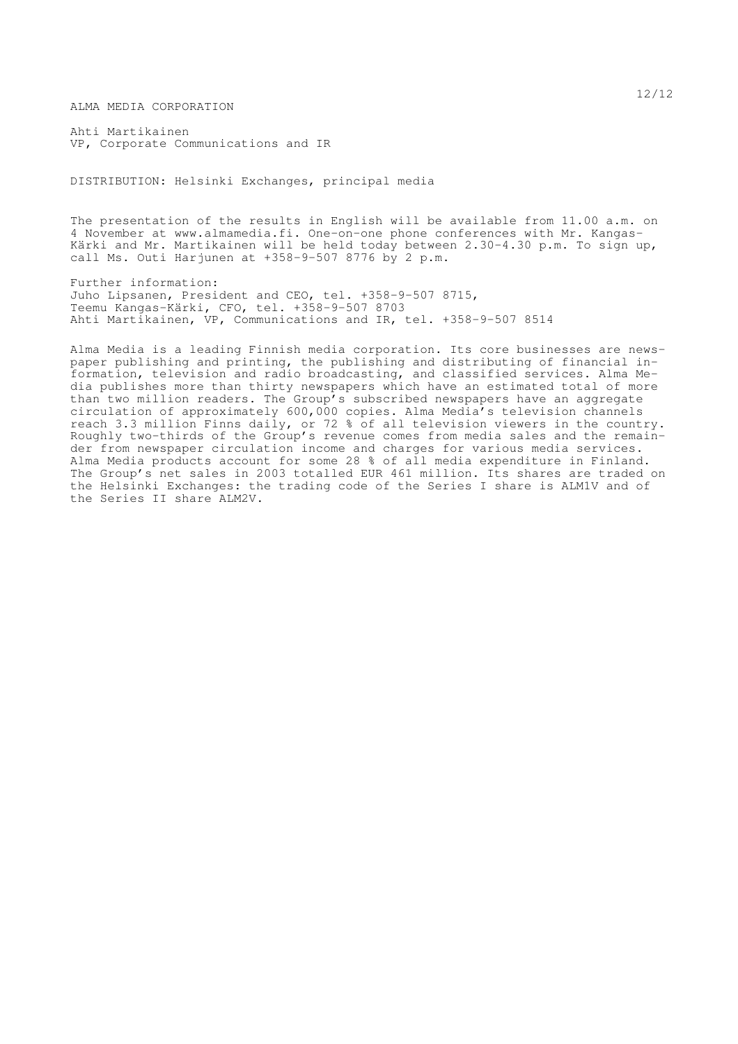ALMA MEDIA CORPORATION

Ahti Martikainen
VP, Corporate Communications and IR

DISTRIBUTION: Helsinki Exchanges, principal media

The presentation of the results in English will be available from 11.00 a.m. on 4 November at www.almamedia.fi. One-on-one phone conferences with Mr. Kangas-Kärki and Mr. Martikainen will be held today between 2.30-4.30 p.m. To sign up, call Ms. Outi Harjunen at +358-9-507 8776 by 2 p.m.

Further information:
Juho Lipsanen, President and CEO, tel. +358-9-507 8715,
Teemu Kangas-Kärki, CFO, tel. +358-9-507 8703
Ahti Martikainen, VP, Communications and IR, tel. +358-9-507 8514

Alma Media is a leading Finnish media corporation. Its core businesses are newspaper publishing and printing, the publishing and distributing of financial information, television and radio broadcasting, and classified services. Alma Media publishes more than thirty newspapers which have an estimated total of more than two million readers. The Group's subscribed newspapers have an aggregate circulation of approximately 600,000 copies. Alma Media's television channels reach 3.3 million Finns daily, or 72 % of all television viewers in the country. Roughly two-thirds of the Group's revenue comes from media sales and the remainder from newspaper circulation income and charges for various media services. Alma Media products account for some 28 % of all media expenditure in Finland. The Group's net sales in 2003 totalled EUR 461 million. Its shares are traded on the Helsinki Exchanges: the trading code of the Series I share is ALM1V and of the Series II share ALM2V.